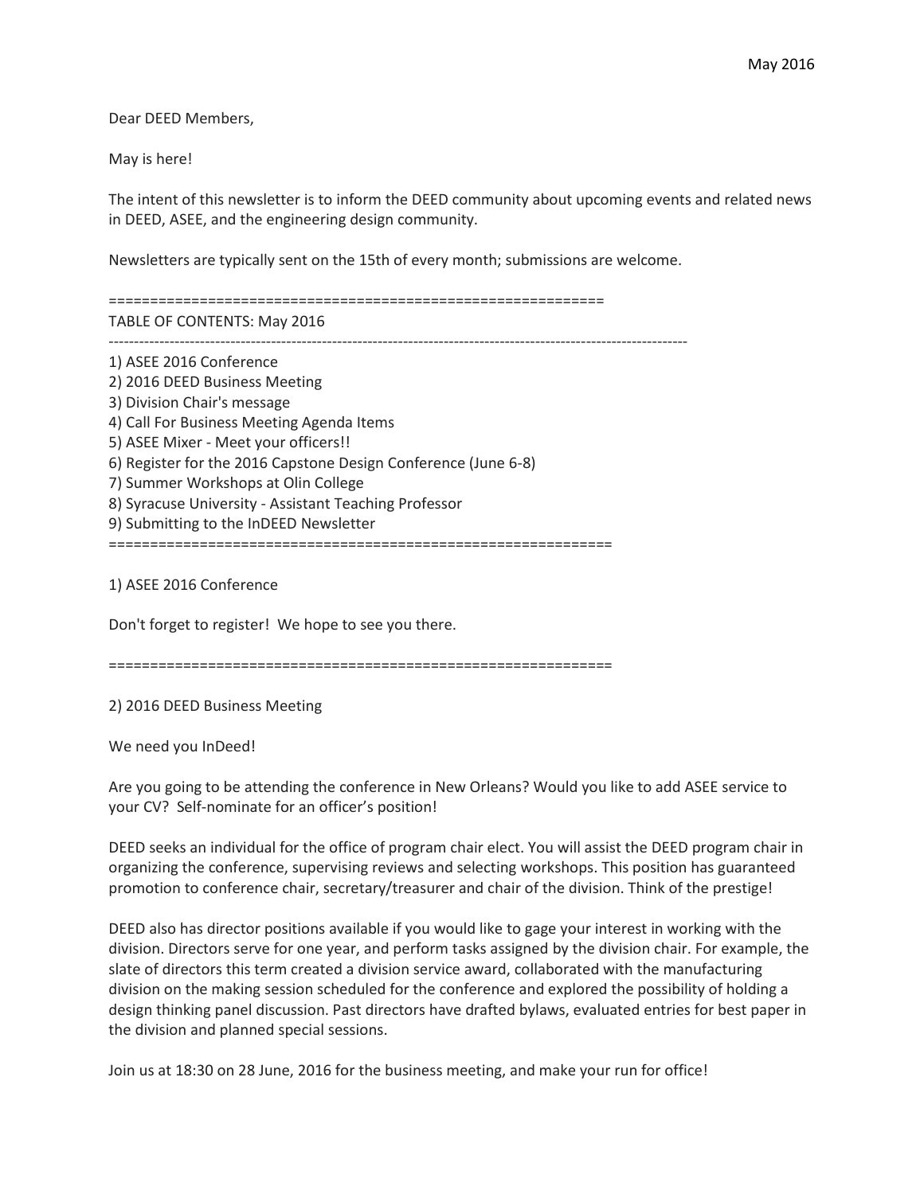May 2016

Dear DEED Members,

May is here!

The intent of this newsletter is to inform the DEED community about upcoming events and related news in DEED, ASEE, and the engineering design community.

Newsletters are typically sent on the 15th of every month; submissions are welcome.

============================================================

TABLE OF CONTENTS: May 2016

------------------------------------------------------------------------------------------------------------------

1) ASEE 2016 Conference
2) 2016 DEED Business Meeting
3) Division Chair's message
4) Call For Business Meeting Agenda Items
5) ASEE Mixer - Meet your officers!!
6) Register for the 2016 Capstone Design Conference (June 6-8)
7) Summer Workshops at Olin College
8) Syracuse University - Assistant Teaching Professor
9) Submitting to the InDEED Newsletter

============================================================

1) ASEE 2016 Conference

Don't forget to register! We hope to see you there.

============================================================

2) 2016 DEED Business Meeting

We need you InDeed!

Are you going to be attending the conference in New Orleans? Would you like to add ASEE service to your CV? Self-nominate for an officer's position!

DEED seeks an individual for the office of program chair elect. You will assist the DEED program chair in organizing the conference, supervising reviews and selecting workshops. This position has guaranteed promotion to conference chair, secretary/treasurer and chair of the division. Think of the prestige!

DEED also has director positions available if you would like to gage your interest in working with the division. Directors serve for one year, and perform tasks assigned by the division chair. For example, the slate of directors this term created a division service award, collaborated with the manufacturing division on the making session scheduled for the conference and explored the possibility of holding a design thinking panel discussion. Past directors have drafted bylaws, evaluated entries for best paper in the division and planned special sessions.

Join us at 18:30 on 28 June, 2016 for the business meeting, and make your run for office!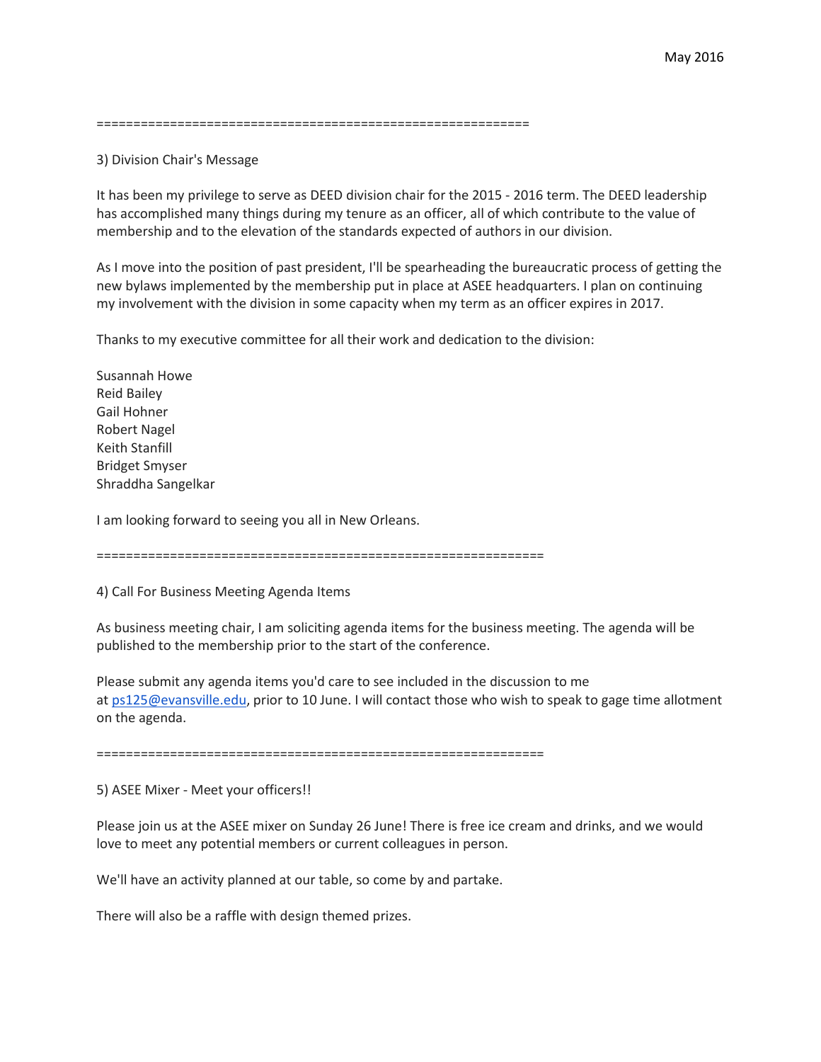============================================================

3) Division Chair's Message

It has been my privilege to serve as DEED division chair for the 2015 - 2016 term. The DEED leadership has accomplished many things during my tenure as an officer, all of which contribute to the value of membership and to the elevation of the standards expected of authors in our division.

As I move into the position of past president, I'll be spearheading the bureaucratic process of getting the new bylaws implemented by the membership put in place at ASEE headquarters. I plan on continuing my involvement with the division in some capacity when my term as an officer expires in 2017.

Thanks to my executive committee for all their work and dedication to the division:

Susannah Howe
Reid Bailey
Gail Hohner
Robert Nagel
Keith Stanfill
Bridget Smyser
Shraddha Sangelkar

I am looking forward to seeing you all in New Orleans.

==============================================================

4) Call For Business Meeting Agenda Items

As business meeting chair, I am soliciting agenda items for the business meeting. The agenda will be published to the membership prior to the start of the conference.

Please submit any agenda items you'd care to see included in the discussion to me at ps125@evansville.edu, prior to 10 June. I will contact those who wish to speak to gage time allotment on the agenda.

==============================================================

5) ASEE Mixer - Meet your officers!!

Please join us at the ASEE mixer on Sunday 26 June! There is free ice cream and drinks, and we would love to meet any potential members or current colleagues in person.

We'll have an activity planned at our table, so come by and partake.

There will also be a raffle with design themed prizes.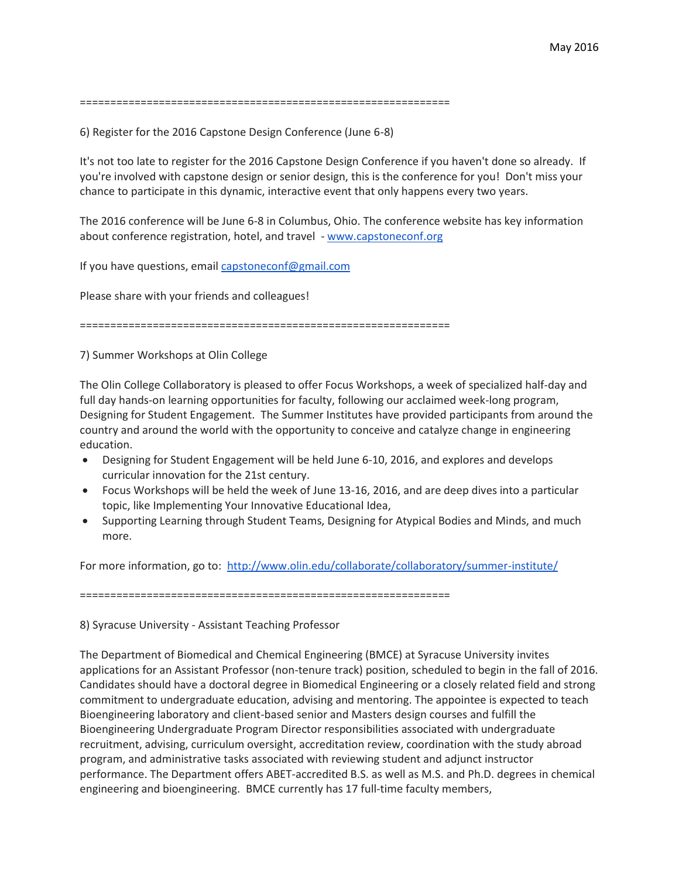==============================================================

6) Register for the 2016 Capstone Design Conference (June 6-8)

It's not too late to register for the 2016 Capstone Design Conference if you haven't done so already. If you're involved with capstone design or senior design, this is the conference for you! Don't miss your chance to participate in this dynamic, interactive event that only happens every two years.

The 2016 conference will be June 6-8 in Columbus, Ohio. The conference website has key information about conference registration, hotel, and travel - www.capstoneconf.org

If you have questions, email capstoneconf@gmail.com

Please share with your friends and colleagues!

==============================================================

7) Summer Workshops at Olin College

The Olin College Collaboratory is pleased to offer Focus Workshops, a week of specialized half-day and full day hands-on learning opportunities for faculty, following our acclaimed week-long program, Designing for Student Engagement. The Summer Institutes have provided participants from around the country and around the world with the opportunity to conceive and catalyze change in engineering education.

- Designing for Student Engagement will be held June 6-10, 2016, and explores and develops curricular innovation for the 21st century.
- Focus Workshops will be held the week of June 13-16, 2016, and are deep dives into a particular topic, like Implementing Your Innovative Educational Idea,
- Supporting Learning through Student Teams, Designing for Atypical Bodies and Minds, and much more.

For more information, go to: http://www.olin.edu/collaborate/collaboratory/summer-institute/

==============================================================

8) Syracuse University - Assistant Teaching Professor

The Department of Biomedical and Chemical Engineering (BMCE) at Syracuse University invites applications for an Assistant Professor (non-tenure track) position, scheduled to begin in the fall of 2016. Candidates should have a doctoral degree in Biomedical Engineering or a closely related field and strong commitment to undergraduate education, advising and mentoring. The appointee is expected to teach Bioengineering laboratory and client-based senior and Masters design courses and fulfill the Bioengineering Undergraduate Program Director responsibilities associated with undergraduate recruitment, advising, curriculum oversight, accreditation review, coordination with the study abroad program, and administrative tasks associated with reviewing student and adjunct instructor performance. The Department offers ABET-accredited B.S. as well as M.S. and Ph.D. degrees in chemical engineering and bioengineering. BMCE currently has 17 full-time faculty members,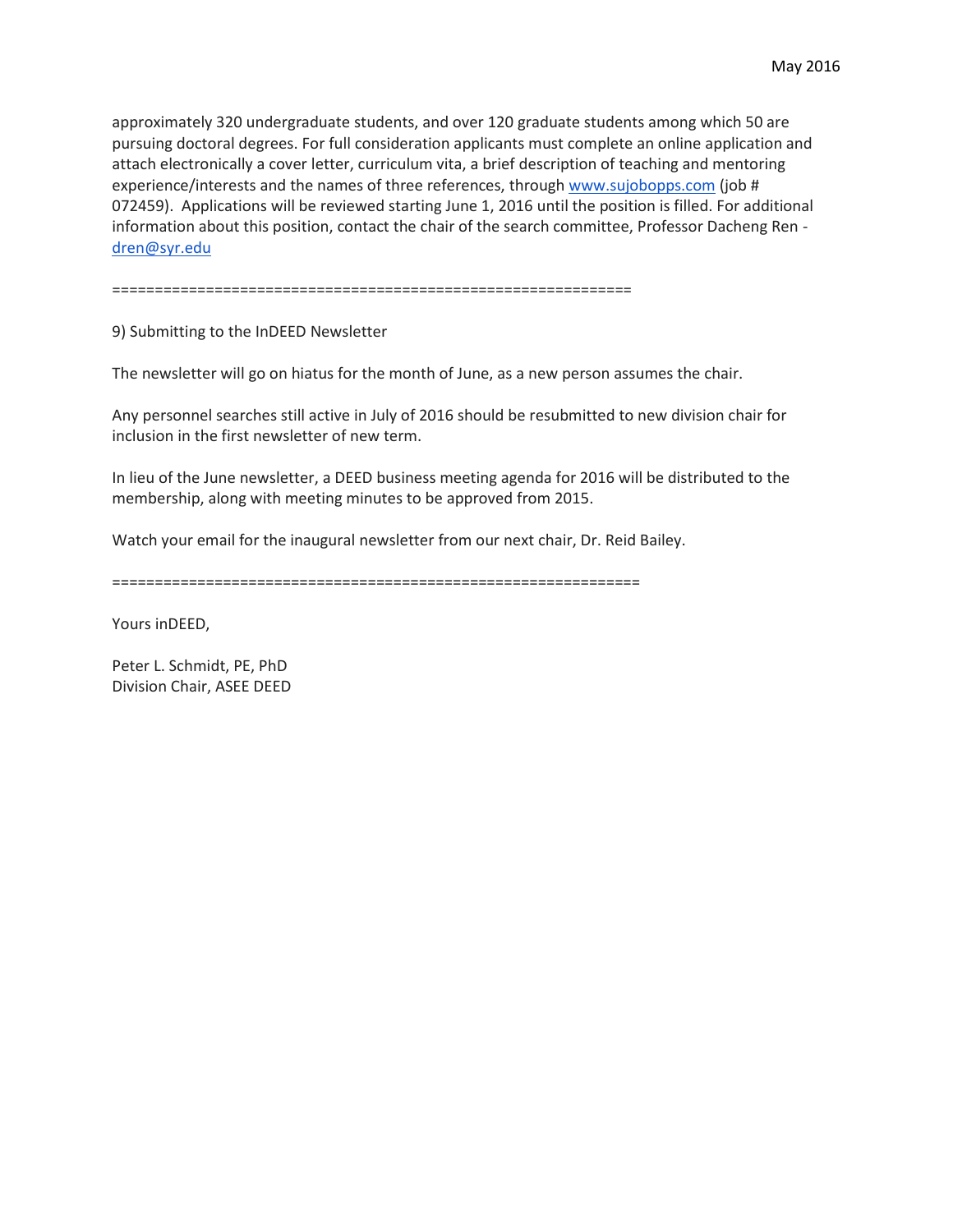approximately 320 undergraduate students, and over 120 graduate students among which 50 are pursuing doctoral degrees. For full consideration applicants must complete an online application and attach electronically a cover letter, curriculum vita, a brief description of teaching and mentoring experience/interests and the names of three references, through www.sujobopps.com (job # 072459). Applications will be reviewed starting June 1, 2016 until the position is filled. For additional information about this position, contact the chair of the search committee, Professor Dacheng Ren - dren@syr.edu

============================================================

9) Submitting to the InDEED Newsletter

The newsletter will go on hiatus for the month of June, as a new person assumes the chair.

Any personnel searches still active in July of 2016 should be resubmitted to new division chair for inclusion in the first newsletter of new term.

In lieu of the June newsletter, a DEED business meeting agenda for 2016 will be distributed to the membership, along with meeting minutes to be approved from 2015.

Watch your email for the inaugural newsletter from our next chair, Dr. Reid Bailey.

=============================================================

Yours inDEED,

Peter L. Schmidt, PE, PhD
Division Chair, ASEE DEED